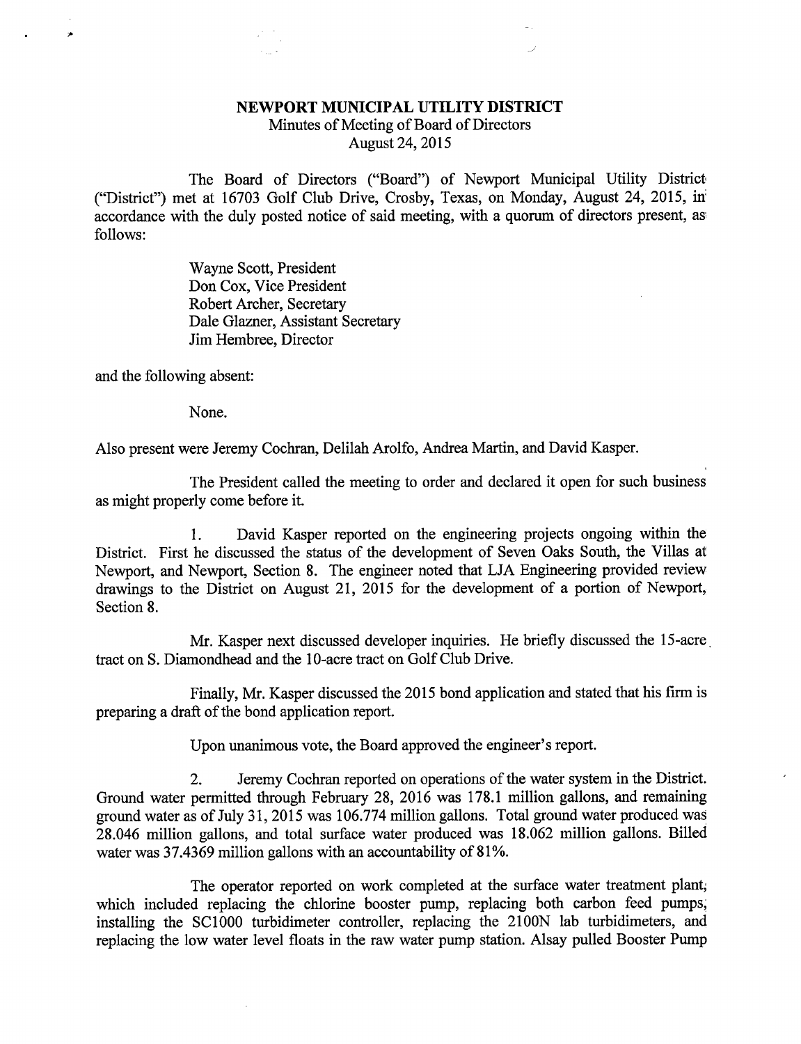# NEWPORT MUNICIPAL UTILITY DISTRICT

Minutes of Meeting of Board of Directors
August 24, 2015

The Board of Directors ("Board") of Newport Municipal Utility District ("District") met at 16703 Golf Club Drive, Crosby, Texas, on Monday, August 24, 2015, in accordance with the duly posted notice of said meeting, with a quorum of directors present, as follows:

Wayne Scott, President
Don Cox, Vice President
Robert Archer, Secretary
Dale Glazner, Assistant Secretary
Jim Hembree, Director

and the following absent:

None.

Also present were Jeremy Cochran, Delilah Arolfo, Andrea Martin, and David Kasper.

The President called the meeting to order and declared it open for such business as might properly come before it.

1. David Kasper reported on the engineering projects ongoing within the District. First he discussed the status of the development of Seven Oaks South, the Villas at Newport, and Newport, Section 8. The engineer noted that LJA Engineering provided review drawings to the District on August 21, 2015 for the development of a portion of Newport, Section 8.

Mr. Kasper next discussed developer inquiries. He briefly discussed the 15-acre tract on S. Diamondhead and the 10-acre tract on Golf Club Drive.

Finally, Mr. Kasper discussed the 2015 bond application and stated that his firm is preparing a draft of the bond application report.

Upon unanimous vote, the Board approved the engineer's report.

2. Jeremy Cochran reported on operations of the water system in the District. Ground water permitted through February 28, 2016 was 178.1 million gallons, and remaining ground water as of July 31, 2015 was 106.774 million gallons. Total ground water produced was 28.046 million gallons, and total surface water produced was 18.062 million gallons. Billed water was 37.4369 million gallons with an accountability of 81%.

The operator reported on work completed at the surface water treatment plant, which included replacing the chlorine booster pump, replacing both carbon feed pumps, installing the SC1000 turbidimeter controller, replacing the 2100N lab turbidimeters, and replacing the low water level floats in the raw water pump station. Alsay pulled Booster Pump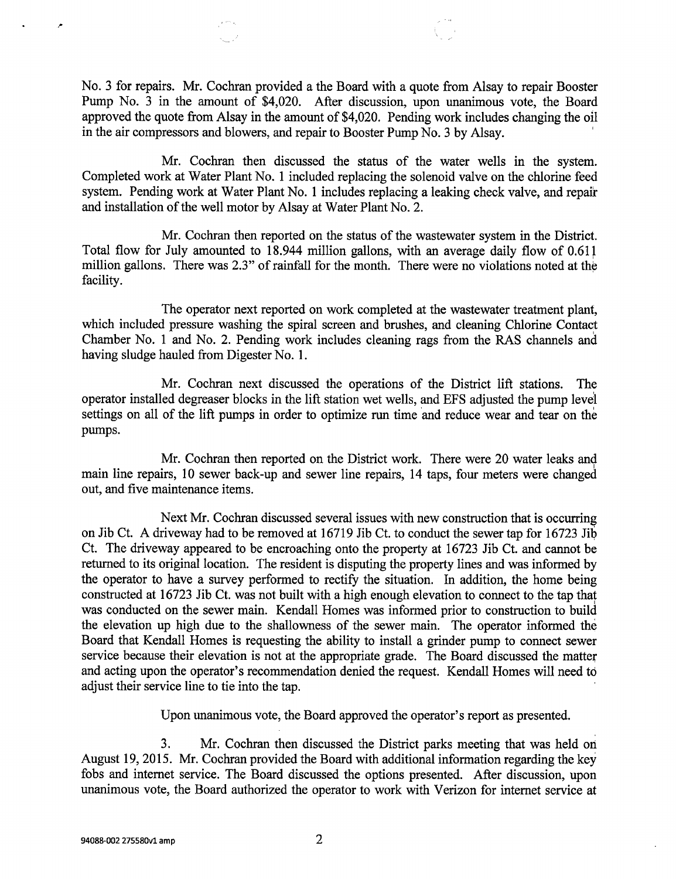No. 3 for repairs. Mr. Cochran provided a the Board with a quote from Alsay to repair Booster Pump No. 3 in the amount of $4,020. After discussion, upon unanimous vote, the Board approved the quote from Alsay in the amount of $4,020. Pending work includes changing the oil in the air compressors and blowers, and repair to Booster Pump No. 3 by Alsay.

Mr. Cochran then discussed the status of the water wells in the system. Completed work at Water Plant No. 1 included replacing the solenoid valve on the chlorine feed system. Pending work at Water Plant No. 1 includes replacing a leaking check valve, and repair and installation of the well motor by Alsay at Water Plant No. 2.

Mr. Cochran then reported on the status of the wastewater system in the District. Total flow for July amounted to 18.944 million gallons, with an average daily flow of 0.611 million gallons. There was 2.3" of rainfall for the month. There were no violations noted at the facility.

The operator next reported on work completed at the wastewater treatment plant, which included pressure washing the spiral screen and brushes, and cleaning Chlorine Contact Chamber No. 1 and No. 2. Pending work includes cleaning rags from the RAS channels and having sludge hauled from Digester No. 1.

Mr. Cochran next discussed the operations of the District lift stations. The operator installed degreaser blocks in the lift station wet wells, and EFS adjusted the pump level settings on all of the lift pumps in order to optimize run time and reduce wear and tear on the pumps.

Mr. Cochran then reported on the District work. There were 20 water leaks and main line repairs, 10 sewer back-up and sewer line repairs, 14 taps, four meters were changed out, and five maintenance items.

Next Mr. Cochran discussed several issues with new construction that is occurring on Jib Ct. A driveway had to be removed at 16719 Jib Ct. to conduct the sewer tap for 16723 Jib Ct. The driveway appeared to be encroaching onto the property at 16723 Jib Ct. and cannot be returned to its original location. The resident is disputing the property lines and was informed by the operator to have a survey performed to rectify the situation. In addition, the home being constructed at 16723 Jib Ct. was not built with a high enough elevation to connect to the tap that was conducted on the sewer main. Kendall Homes was informed prior to construction to build the elevation up high due to the shallowness of the sewer main. The operator informed the Board that Kendall Homes is requesting the ability to install a grinder pump to connect sewer service because their elevation is not at the appropriate grade. The Board discussed the matter and acting upon the operator's recommendation denied the request. Kendall Homes will need to adjust their service line to tie into the tap.

Upon unanimous vote, the Board approved the operator's report as presented.

3. Mr. Cochran then discussed the District parks meeting that was held on August 19, 2015. Mr. Cochran provided the Board with additional information regarding the key fobs and internet service. The Board discussed the options presented. After discussion, upon unanimous vote, the Board authorized the operator to work with Verizon for internet service at

94088-002 275580v1 amp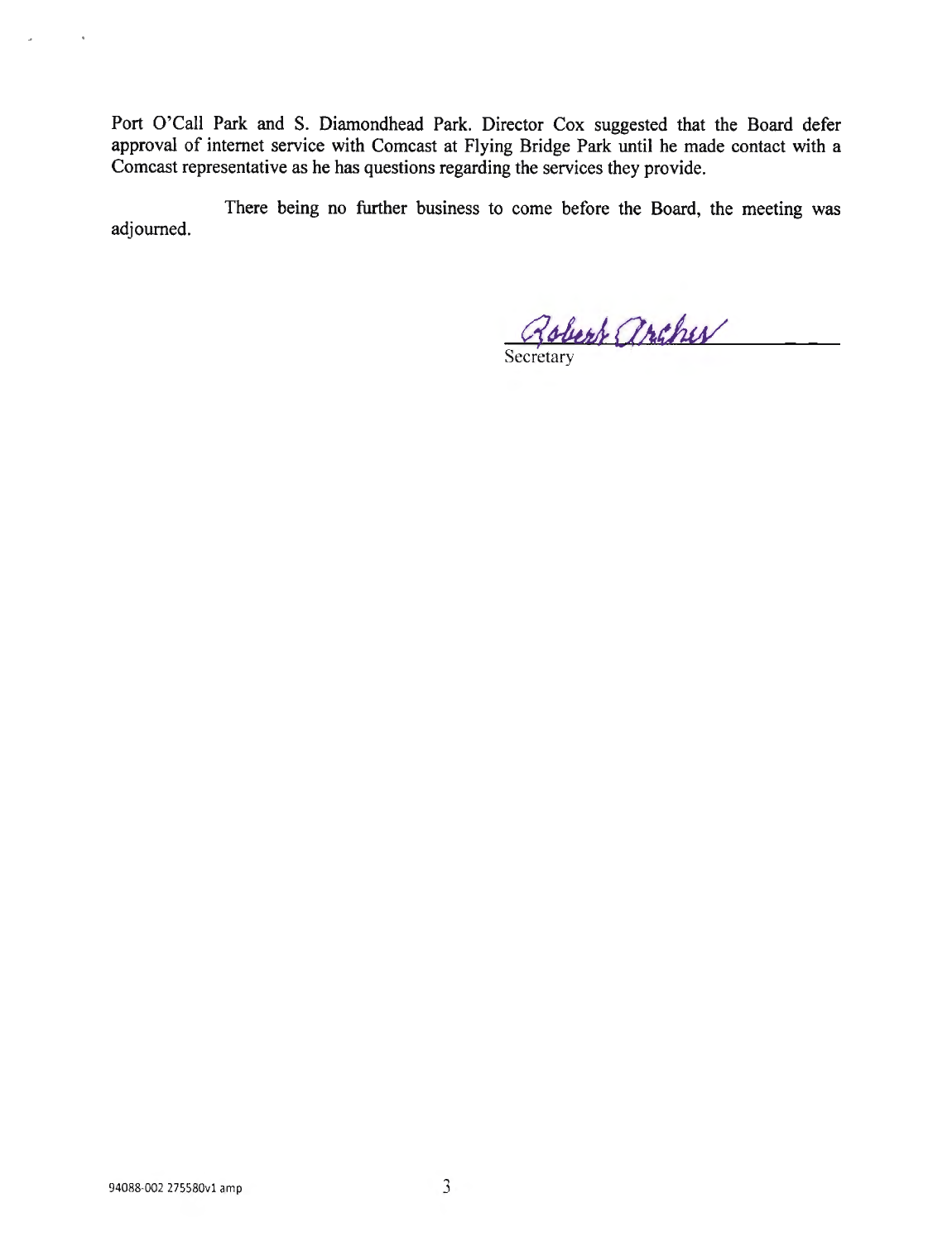Port O'Call Park and S. Diamondhead Park. Director Cox suggested that the Board defer approval of internet service with Comcast at Flying Bridge Park until he made contact with a Comcast representative as he has questions regarding the services they provide.

There being no further business to come before the Board, the meeting was adjourned.

Robert Archer
Secretary

94088-002 275580v1 amp